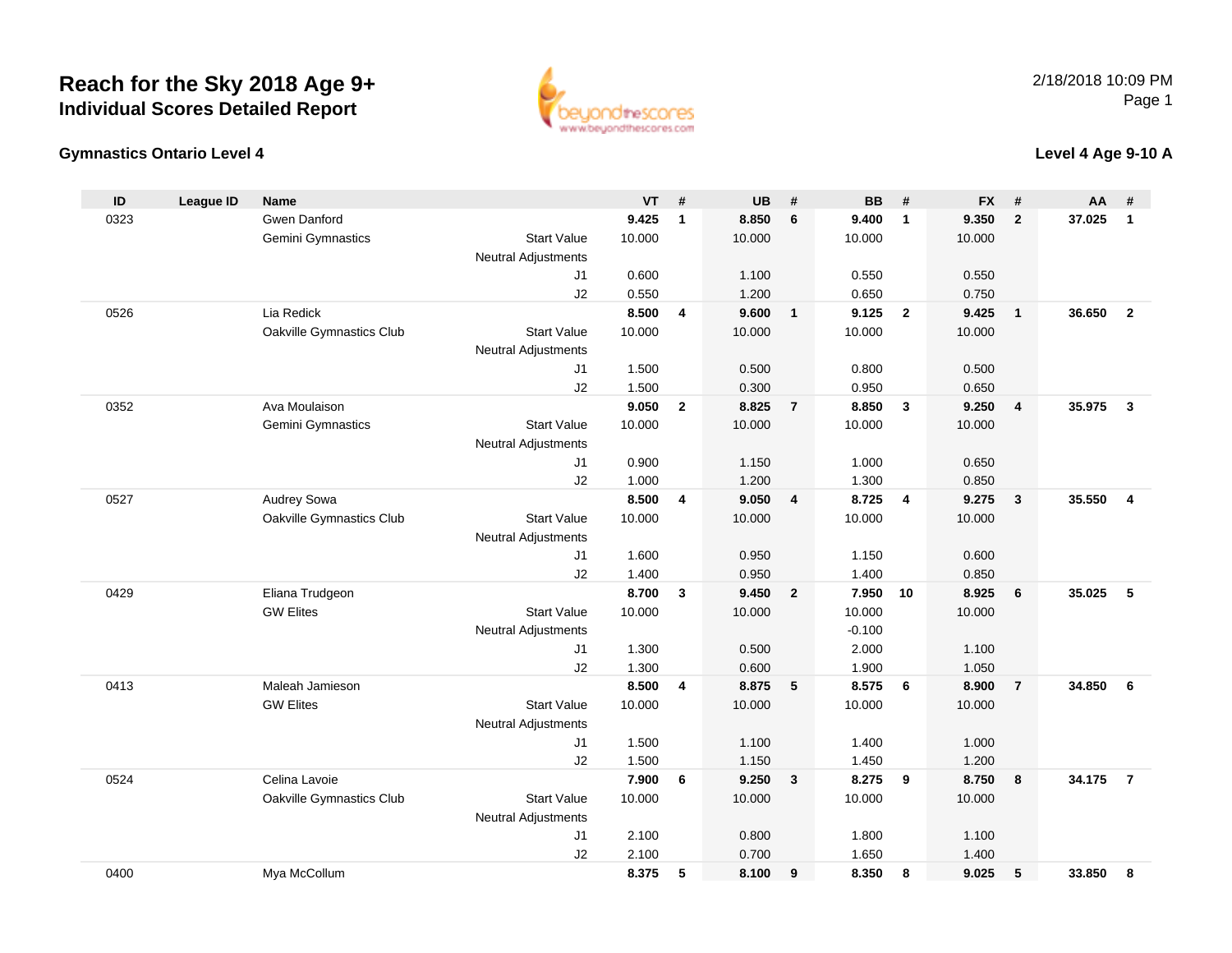# Reach for the Sky 2018 Age 9+
## Individual Scores Detailed Report

2/18/2018 10:09 PM

### Gymnastics Ontario Level 4

### Level 4 Age 9-10 A

| ID | League ID | Name | | VT | # | UB | # | BB | # | FX | # | AA | # |
|---|---|---|---|---|---|---|---|---|---|---|---|---|---|
| 0323 | | Gwen Danford | | **9.425** | **1** | **8.850** | **6** | **9.400** | **1** | **9.350** | **2** | **37.025** | **1** |
| | | Gemini Gymnastics | Start Value | 10.000 | | 10.000 | | 10.000 | | 10.000 | | | |
| | | | Neutral Adjustments | | | | | | | | | | |
| | | | J1 | 0.600 | | 1.100 | | 0.550 | | 0.550 | | | |
| | | | J2 | 0.550 | | 1.200 | | 0.650 | | 0.750 | | | |
| 0526 | | Lia Redick | | **8.500** | **4** | **9.600** | **1** | **9.125** | **2** | **9.425** | **1** | **36.650** | **2** |
| | | Oakville Gymnastics Club | Start Value | 10.000 | | 10.000 | | 10.000 | | 10.000 | | | |
| | | | Neutral Adjustments | | | | | | | | | | |
| | | | J1 | 1.500 | | 0.500 | | 0.800 | | 0.500 | | | |
| | | | J2 | 1.500 | | 0.300 | | 0.950 | | 0.650 | | | |
| 0352 | | Ava Moulaison | | **9.050** | **2** | **8.825** | **7** | **8.850** | **3** | **9.250** | **4** | **35.975** | **3** |
| | | Gemini Gymnastics | Start Value | 10.000 | | 10.000 | | 10.000 | | 10.000 | | | |
| | | | Neutral Adjustments | | | | | | | | | | |
| | | | J1 | 0.900 | | 1.150 | | 1.000 | | 0.650 | | | |
| | | | J2 | 1.000 | | 1.200 | | 1.300 | | 0.850 | | | |
| 0527 | | Audrey Sowa | | **8.500** | **4** | **9.050** | **4** | **8.725** | **4** | **9.275** | **3** | **35.550** | **4** |
| | | Oakville Gymnastics Club | Start Value | 10.000 | | 10.000 | | 10.000 | | 10.000 | | | |
| | | | Neutral Adjustments | | | | | | | | | | |
| | | | J1 | 1.600 | | 0.950 | | 1.150 | | 0.600 | | | |
| | | | J2 | 1.400 | | 0.950 | | 1.400 | | 0.850 | | | |
| 0429 | | Eliana Trudgeon | | **8.700** | **3** | **9.450** | **2** | **7.950** | **10** | **8.925** | **6** | **35.025** | **5** |
| | | GW Elites | Start Value | 10.000 | | 10.000 | | 10.000 | | 10.000 | | | |
| | | | Neutral Adjustments | | | | | -0.100 | | | | | |
| | | | J1 | 1.300 | | 0.500 | | 2.000 | | 1.100 | | | |
| | | | J2 | 1.300 | | 0.600 | | 1.900 | | 1.050 | | | |
| 0413 | | Maleah Jamieson | | **8.500** | **4** | **8.875** | **5** | **8.575** | **6** | **8.900** | **7** | **34.850** | **6** |
| | | GW Elites | Start Value | 10.000 | | 10.000 | | 10.000 | | 10.000 | | | |
| | | | Neutral Adjustments | | | | | | | | | | |
| | | | J1 | 1.500 | | 1.100 | | 1.400 | | 1.000 | | | |
| | | | J2 | 1.500 | | 1.150 | | 1.450 | | 1.200 | | | |
| 0524 | | Celina Lavoie | | **7.900** | **6** | **9.250** | **3** | **8.275** | **9** | **8.750** | **8** | **34.175** | **7** |
| | | Oakville Gymnastics Club | Start Value | 10.000 | | 10.000 | | 10.000 | | 10.000 | | | |
| | | | Neutral Adjustments | | | | | | | | | | |
| | | | J1 | 2.100 | | 0.800 | | 1.800 | | 1.100 | | | |
| | | | J2 | 2.100 | | 0.700 | | 1.650 | | 1.400 | | | |
| 0400 | | Mya McCollum | | **8.375** | **5** | **8.100** | **9** | **8.350** | **8** | **9.025** | **5** | **33.850** | **8** |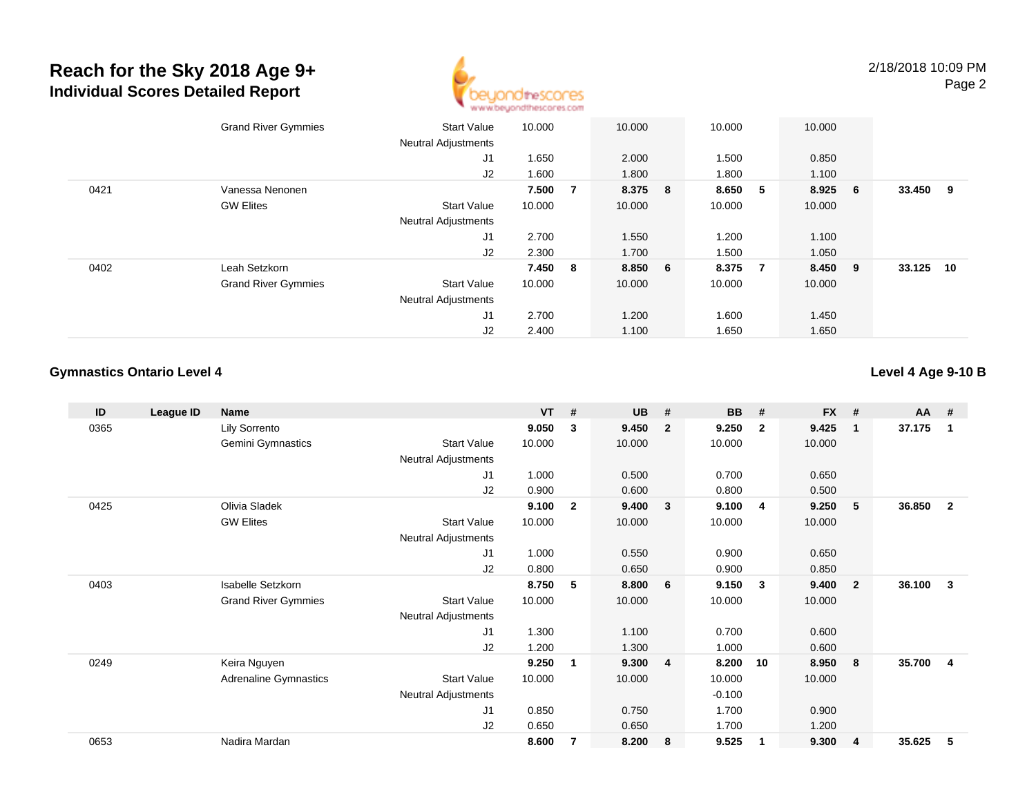# Reach for the Sky 2018 Age 9+

## Individual Scores Detailed Report

| ID | League ID | Name | | VT | # | UB | # | BB | # | FX | # | AA | # |
|---|---|---|---|---|---|---|---|---|---|---|---|---|---|
| | | Grand River Gymmies | Start Value | 10.000 | | 10.000 | | 10.000 | | 10.000 | | | |
| | | | Neutral Adjustments | | | | | | | | | | |
| | | | J1 | 1.650 | | 2.000 | | 1.500 | | 0.850 | | | |
| | | | J2 | 1.600 | | 1.800 | | 1.800 | | 1.100 | | | |
| 0421 | | Vanessa Nenonen | | **7.500** | **7** | **8.375** | **8** | **8.650** | **5** | **8.925** | **6** | **33.450** | **9** |
| | | GW Elites | Start Value | 10.000 | | 10.000 | | 10.000 | | 10.000 | | | |
| | | | Neutral Adjustments | | | | | | | | | | |
| | | | J1 | 2.700 | | 1.550 | | 1.200 | | 1.100 | | | |
| | | | J2 | 2.300 | | 1.700 | | 1.500 | | 1.050 | | | |
| 0402 | | Leah Setzkorn | | **7.450** | **8** | **8.850** | **6** | **8.375** | **7** | **8.450** | **9** | **33.125** | **10** |
| | | Grand River Gymmies | Start Value | 10.000 | | 10.000 | | 10.000 | | 10.000 | | | |
| | | | Neutral Adjustments | | | | | | | | | | |
| | | | J1 | 2.700 | | 1.200 | | 1.600 | | 1.450 | | | |
| | | | J2 | 2.400 | | 1.100 | | 1.650 | | 1.650 | | | |

### Gymnastics Ontario Level 4

**Level 4 Age 9-10 B**

| ID | League ID | Name | | VT | # | UB | # | BB | # | FX | # | AA | # |
|---|---|---|---|---|---|---|---|---|---|---|---|---|---|
| 0365 | | Lily Sorrento | | **9.050** | **3** | **9.450** | **2** | **9.250** | **2** | **9.425** | **1** | **37.175** | **1** |
| | | Gemini Gymnastics | Start Value | 10.000 | | 10.000 | | 10.000 | | 10.000 | | | |
| | | | Neutral Adjustments | | | | | | | | | | |
| | | | J1 | 1.000 | | 0.500 | | 0.700 | | 0.650 | | | |
| | | | J2 | 0.900 | | 0.600 | | 0.800 | | 0.500 | | | |
| 0425 | | Olivia Sladek | | **9.100** | **2** | **9.400** | **3** | **9.100** | **4** | **9.250** | **5** | **36.850** | **2** |
| | | GW Elites | Start Value | 10.000 | | 10.000 | | 10.000 | | 10.000 | | | |
| | | | Neutral Adjustments | | | | | | | | | | |
| | | | J1 | 1.000 | | 0.550 | | 0.900 | | 0.650 | | | |
| | | | J2 | 0.800 | | 0.650 | | 0.900 | | 0.850 | | | |
| 0403 | | Isabelle Setzkorn | | **8.750** | **5** | **8.800** | **6** | **9.150** | **3** | **9.400** | **2** | **36.100** | **3** |
| | | Grand River Gymmies | Start Value | 10.000 | | 10.000 | | 10.000 | | 10.000 | | | |
| | | | Neutral Adjustments | | | | | | | | | | |
| | | | J1 | 1.300 | | 1.100 | | 0.700 | | 0.600 | | | |
| | | | J2 | 1.200 | | 1.300 | | 1.000 | | 0.600 | | | |
| 0249 | | Keira Nguyen | | **9.250** | **1** | **9.300** | **4** | **8.200** | **10** | **8.950** | **8** | **35.700** | **4** |
| | | Adrenaline Gymnastics | Start Value | 10.000 | | 10.000 | | 10.000 | | 10.000 | | | |
| | | | Neutral Adjustments | | | | | -0.100 | | | | | |
| | | | J1 | 0.850 | | 0.750 | | 1.700 | | 0.900 | | | |
| | | | J2 | 0.650 | | 0.650 | | 1.700 | | 1.200 | | | |
| 0653 | | Nadira Mardan | | **8.600** | **7** | **8.200** | **8** | **9.525** | **1** | **9.300** | **4** | **35.625** | **5** |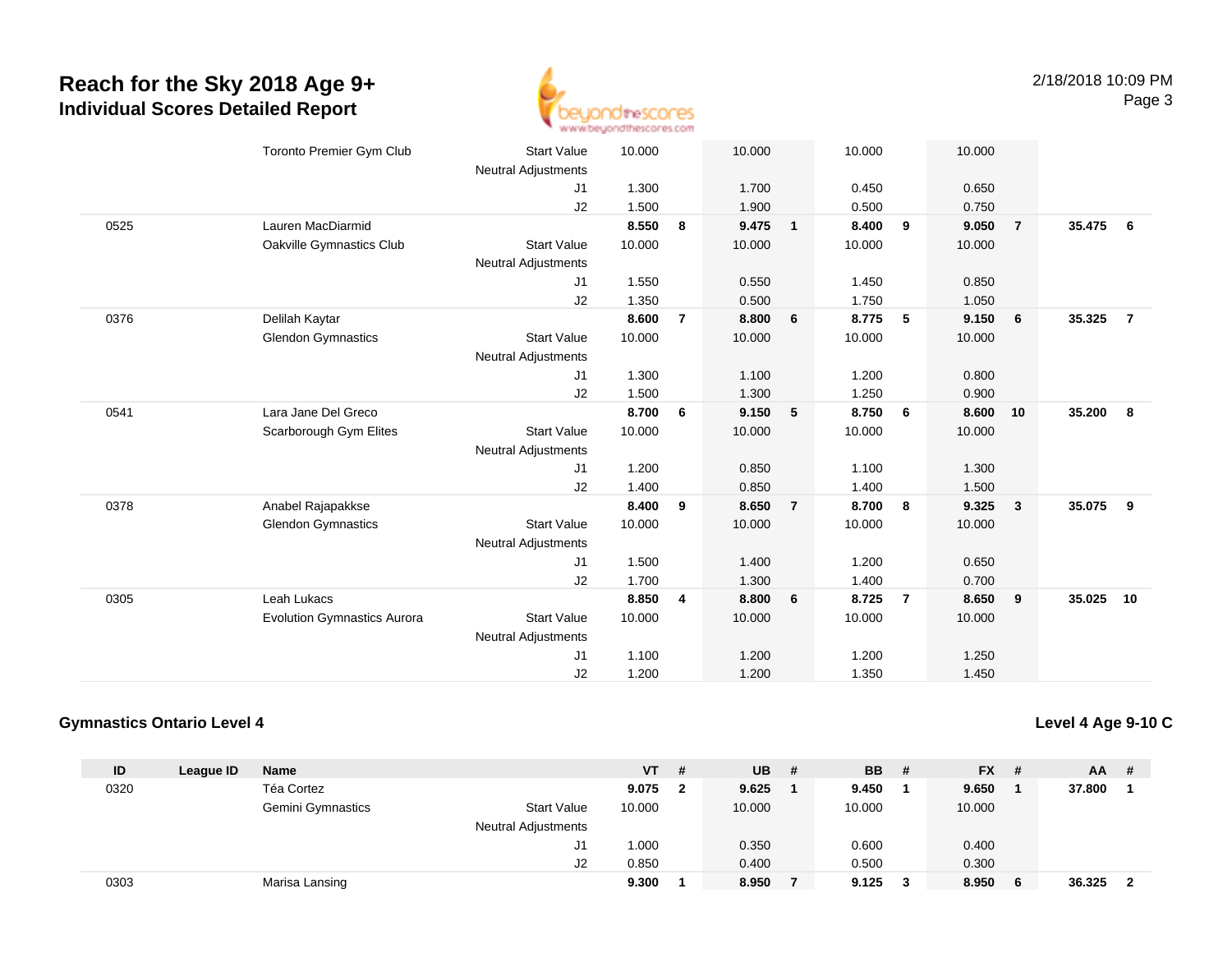# Reach for the Sky 2018 Age 9+

## Individual Scores Detailed Report

| ID | League ID | Name | | VT | # | UB | # | BB | # | FX | # | AA | # |
|---|---|---|---|---|---|---|---|---|---|---|---|---|---|
| | | Toronto Premier Gym Club | Start Value | 10.000 | | 10.000 | | 10.000 | | 10.000 | | | |
| | | | Neutral Adjustments | | | | | | | | | | |
| | | | J1 | 1.300 | | 1.700 | | 0.450 | | 0.650 | | | |
| | | | J2 | 1.500 | | 1.900 | | 0.500 | | 0.750 | | | |
| 0525 | | Lauren MacDiarmid | | **8.550** | **8** | **9.475** | **1** | **8.400** | **9** | **9.050** | **7** | **35.475** | **6** |
| | | Oakville Gymnastics Club | Start Value | 10.000 | | 10.000 | | 10.000 | | 10.000 | | | |
| | | | Neutral Adjustments | | | | | | | | | | |
| | | | J1 | 1.550 | | 0.550 | | 1.450 | | 0.850 | | | |
| | | | J2 | 1.350 | | 0.500 | | 1.750 | | 1.050 | | | |
| 0376 | | Delilah Kaytar | | **8.600** | **7** | **8.800** | **6** | **8.775** | **5** | **9.150** | **6** | **35.325** | **7** |
| | | Glendon Gymnastics | Start Value | 10.000 | | 10.000 | | 10.000 | | 10.000 | | | |
| | | | Neutral Adjustments | | | | | | | | | | |
| | | | J1 | 1.300 | | 1.100 | | 1.200 | | 0.800 | | | |
| | | | J2 | 1.500 | | 1.300 | | 1.250 | | 0.900 | | | |
| 0541 | | Lara Jane Del Greco | | **8.700** | **6** | **9.150** | **5** | **8.750** | **6** | **8.600** | **10** | **35.200** | **8** |
| | | Scarborough Gym Elites | Start Value | 10.000 | | 10.000 | | 10.000 | | 10.000 | | | |
| | | | Neutral Adjustments | | | | | | | | | | |
| | | | J1 | 1.200 | | 0.850 | | 1.100 | | 1.300 | | | |
| | | | J2 | 1.400 | | 0.850 | | 1.400 | | 1.500 | | | |
| 0378 | | Anabel Rajapakkse | | **8.400** | **9** | **8.650** | **7** | **8.700** | **8** | **9.325** | **3** | **35.075** | **9** |
| | | Glendon Gymnastics | Start Value | 10.000 | | 10.000 | | 10.000 | | 10.000 | | | |
| | | | Neutral Adjustments | | | | | | | | | | |
| | | | J1 | 1.500 | | 1.400 | | 1.200 | | 0.650 | | | |
| | | | J2 | 1.700 | | 1.300 | | 1.400 | | 0.700 | | | |
| 0305 | | Leah Lukacs | | **8.850** | **4** | **8.800** | **6** | **8.725** | **7** | **8.650** | **9** | **35.025** | **10** |
| | | Evolution Gymnastics Aurora | Start Value | 10.000 | | 10.000 | | 10.000 | | 10.000 | | | |
| | | | Neutral Adjustments | | | | | | | | | | |
| | | | J1 | 1.100 | | 1.200 | | 1.200 | | 1.250 | | | |
| | | | J2 | 1.200 | | 1.200 | | 1.350 | | 1.450 | | | |

### Gymnastics Ontario Level 4

### Level 4 Age 9-10 C

| ID | League ID | Name | | VT | # | UB | # | BB | # | FX | # | AA | # |
|---|---|---|---|---|---|---|---|---|---|---|---|---|---|
| 0320 | | Téa Cortez | | **9.075** | **2** | **9.625** | **1** | **9.450** | **1** | **9.650** | **1** | **37.800** | **1** |
| | | Gemini Gymnastics | Start Value | 10.000 | | 10.000 | | 10.000 | | 10.000 | | | |
| | | | Neutral Adjustments | | | | | | | | | | |
| | | | J1 | 1.000 | | 0.350 | | 0.600 | | 0.400 | | | |
| | | | J2 | 0.850 | | 0.400 | | 0.500 | | 0.300 | | | |
| 0303 | | Marisa Lansing | | **9.300** | **1** | **8.950** | **7** | **9.125** | **3** | **8.950** | **6** | **36.325** | **2** |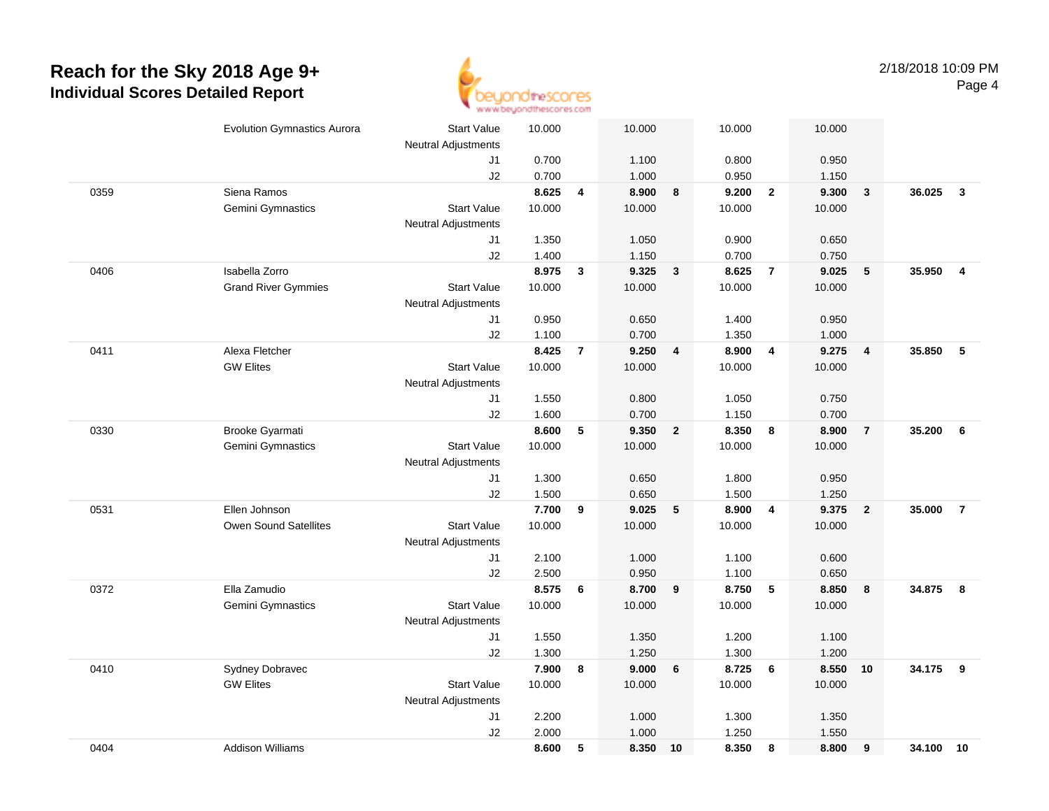# Reach for the Sky 2018 Age 9+

## Individual Scores Detailed Report

2/18/2018 10:09 PM

| Num | Name / Club | | Vault | Rank | Bars | Rank | Beam | Rank | Floor | Rank | AA | Rank |
|---|---|---|---|---|---|---|---|---|---|---|---|---|
| | Evolution Gymnastics Aurora | Start Value | 10.000 | | 10.000 | | 10.000 | | 10.000 | | | |
| | | Neutral Adjustments | | | | | | | | | | |
| | | J1 | 0.700 | | 1.100 | | 0.800 | | 0.950 | | | |
| | | J2 | 0.700 | | 1.000 | | 0.950 | | 1.150 | | | |
| 0359 | Siena Ramos | | **8.625** | **4** | **8.900** | **8** | **9.200** | **2** | **9.300** | **3** | **36.025** | **3** |
| | Gemini Gymnastics | Start Value | 10.000 | | 10.000 | | 10.000 | | 10.000 | | | |
| | | Neutral Adjustments | | | | | | | | | | |
| | | J1 | 1.350 | | 1.050 | | 0.900 | | 0.650 | | | |
| | | J2 | 1.400 | | 1.150 | | 0.700 | | 0.750 | | | |
| 0406 | Isabella Zorro | | **8.975** | **3** | **9.325** | **3** | **8.625** | **7** | **9.025** | **5** | **35.950** | **4** |
| | Grand River Gymmies | Start Value | 10.000 | | 10.000 | | 10.000 | | 10.000 | | | |
| | | Neutral Adjustments | | | | | | | | | | |
| | | J1 | 0.950 | | 0.650 | | 1.400 | | 0.950 | | | |
| | | J2 | 1.100 | | 0.700 | | 1.350 | | 1.000 | | | |
| 0411 | Alexa Fletcher | | **8.425** | **7** | **9.250** | **4** | **8.900** | **4** | **9.275** | **4** | **35.850** | **5** |
| | GW Elites | Start Value | 10.000 | | 10.000 | | 10.000 | | 10.000 | | | |
| | | Neutral Adjustments | | | | | | | | | | |
| | | J1 | 1.550 | | 0.800 | | 1.050 | | 0.750 | | | |
| | | J2 | 1.600 | | 0.700 | | 1.150 | | 0.700 | | | |
| 0330 | Brooke Gyarmati | | **8.600** | **5** | **9.350** | **2** | **8.350** | **8** | **8.900** | **7** | **35.200** | **6** |
| | Gemini Gymnastics | Start Value | 10.000 | | 10.000 | | 10.000 | | 10.000 | | | |
| | | Neutral Adjustments | | | | | | | | | | |
| | | J1 | 1.300 | | 0.650 | | 1.800 | | 0.950 | | | |
| | | J2 | 1.500 | | 0.650 | | 1.500 | | 1.250 | | | |
| 0531 | Ellen Johnson | | **7.700** | **9** | **9.025** | **5** | **8.900** | **4** | **9.375** | **2** | **35.000** | **7** |
| | Owen Sound Satellites | Start Value | 10.000 | | 10.000 | | 10.000 | | 10.000 | | | |
| | | Neutral Adjustments | | | | | | | | | | |
| | | J1 | 2.100 | | 1.000 | | 1.100 | | 0.600 | | | |
| | | J2 | 2.500 | | 0.950 | | 1.100 | | 0.650 | | | |
| 0372 | Ella Zamudio | | **8.575** | **6** | **8.700** | **9** | **8.750** | **5** | **8.850** | **8** | **34.875** | **8** |
| | Gemini Gymnastics | Start Value | 10.000 | | 10.000 | | 10.000 | | 10.000 | | | |
| | | Neutral Adjustments | | | | | | | | | | |
| | | J1 | 1.550 | | 1.350 | | 1.200 | | 1.100 | | | |
| | | J2 | 1.300 | | 1.250 | | 1.300 | | 1.200 | | | |
| 0410 | Sydney Dobravec | | **7.900** | **8** | **9.000** | **6** | **8.725** | **6** | **8.550** | **10** | **34.175** | **9** |
| | GW Elites | Start Value | 10.000 | | 10.000 | | 10.000 | | 10.000 | | | |
| | | Neutral Adjustments | | | | | | | | | | |
| | | J1 | 2.200 | | 1.000 | | 1.300 | | 1.350 | | | |
| | | J2 | 2.000 | | 1.000 | | 1.250 | | 1.550 | | | |
| 0404 | Addison Williams | | **8.600** | **5** | **8.350** | **10** | **8.350** | **8** | **8.800** | **9** | **34.100** | **10** |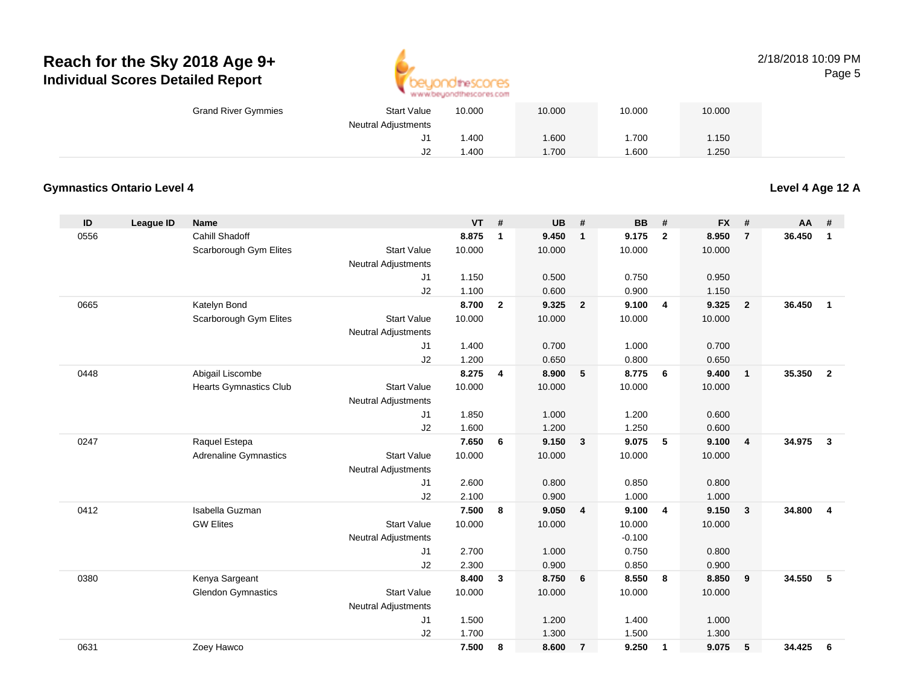# Reach for the Sky 2018 Age 9+
## Individual Scores Detailed Report

2/18/2018 10:09 PM

| | | | | | | | | | | | | | | |
|---|---|---|---|---|---|---|---|---|---|---|---|---|---|---|
| | | Grand River Gymmies | Start Value | 10.000 | | 10.000 | | 10.000 | | 10.000 | | | |
| | | | Neutral Adjustments | | | | | | | | | | |
| | | | J1 | 1.400 | | 1.600 | | 1.700 | | 1.150 | | | |
| | | | J2 | 1.400 | | 1.700 | | 1.600 | | 1.250 | | | |

### Gymnastics Ontario Level 4

**Level 4 Age 12 A**

| ID | League ID | Name | | VT | # | UB | # | BB | # | FX | # | AA | # |
|---|---|---|---|---|---|---|---|---|---|---|---|---|---|
| 0556 | | Cahill Shadoff | | **8.875** | **1** | **9.450** | **1** | **9.175** | **2** | **8.950** | **7** | **36.450** | **1** |
| | | Scarborough Gym Elites | Start Value | 10.000 | | 10.000 | | 10.000 | | 10.000 | | | |
| | | | Neutral Adjustments | | | | | | | | | | |
| | | | J1 | 1.150 | | 0.500 | | 0.750 | | 0.950 | | | |
| | | | J2 | 1.100 | | 0.600 | | 0.900 | | 1.150 | | | |
| 0665 | | Katelyn Bond | | **8.700** | **2** | **9.325** | **2** | **9.100** | **4** | **9.325** | **2** | **36.450** | **1** |
| | | Scarborough Gym Elites | Start Value | 10.000 | | 10.000 | | 10.000 | | 10.000 | | | |
| | | | Neutral Adjustments | | | | | | | | | | |
| | | | J1 | 1.400 | | 0.700 | | 1.000 | | 0.700 | | | |
| | | | J2 | 1.200 | | 0.650 | | 0.800 | | 0.650 | | | |
| 0448 | | Abigail Liscombe | | **8.275** | **4** | **8.900** | **5** | **8.775** | **6** | **9.400** | **1** | **35.350** | **2** |
| | | Hearts Gymnastics Club | Start Value | 10.000 | | 10.000 | | 10.000 | | 10.000 | | | |
| | | | Neutral Adjustments | | | | | | | | | | |
| | | | J1 | 1.850 | | 1.000 | | 1.200 | | 0.600 | | | |
| | | | J2 | 1.600 | | 1.200 | | 1.250 | | 0.600 | | | |
| 0247 | | Raquel Estepa | | **7.650** | **6** | **9.150** | **3** | **9.075** | **5** | **9.100** | **4** | **34.975** | **3** |
| | | Adrenaline Gymnastics | Start Value | 10.000 | | 10.000 | | 10.000 | | 10.000 | | | |
| | | | Neutral Adjustments | | | | | | | | | | |
| | | | J1 | 2.600 | | 0.800 | | 0.850 | | 0.800 | | | |
| | | | J2 | 2.100 | | 0.900 | | 1.000 | | 1.000 | | | |
| 0412 | | Isabella Guzman | | **7.500** | **8** | **9.050** | **4** | **9.100** | **4** | **9.150** | **3** | **34.800** | **4** |
| | | GW Elites | Start Value | 10.000 | | 10.000 | | 10.000 | | 10.000 | | | |
| | | | Neutral Adjustments | | | | | -0.100 | | | | | |
| | | | J1 | 2.700 | | 1.000 | | 0.750 | | 0.800 | | | |
| | | | J2 | 2.300 | | 0.900 | | 0.850 | | 0.900 | | | |
| 0380 | | Kenya Sargeant | | **8.400** | **3** | **8.750** | **6** | **8.550** | **8** | **8.850** | **9** | **34.550** | **5** |
| | | Glendon Gymnastics | Start Value | 10.000 | | 10.000 | | 10.000 | | 10.000 | | | |
| | | | Neutral Adjustments | | | | | | | | | | |
| | | | J1 | 1.500 | | 1.200 | | 1.400 | | 1.000 | | | |
| | | | J2 | 1.700 | | 1.300 | | 1.500 | | 1.300 | | | |
| 0631 | | Zoey Hawco | | **7.500** | **8** | **8.600** | **7** | **9.250** | **1** | **9.075** | **5** | **34.425** | **6** |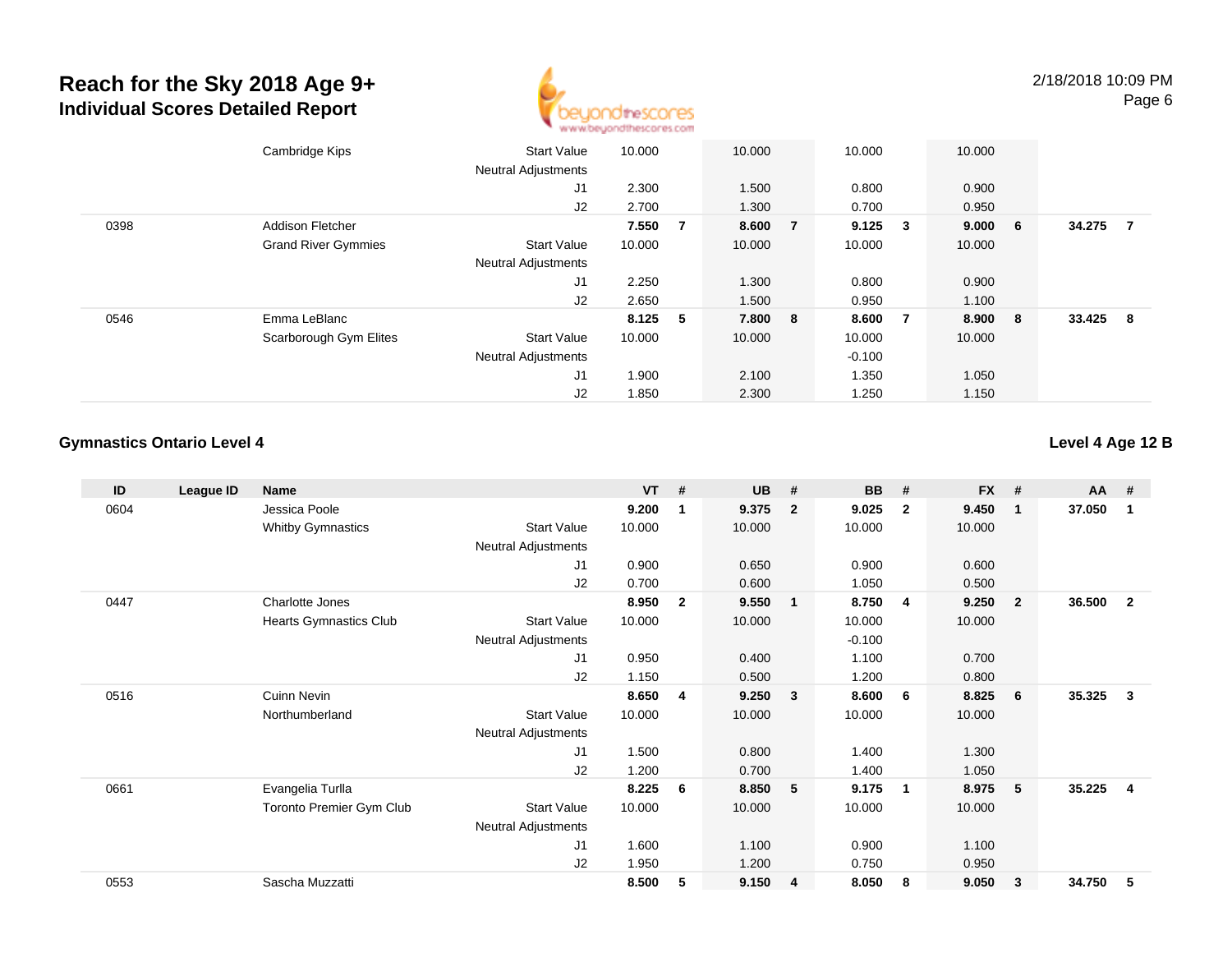| | | Cambridge Kips | Start Value | 10.000 | | 10.000 | | 10.000 | | 10.000 | | | |
|---|---|---|---|---|---|---|---|---|---|---|---|---|---|
| | | | Neutral Adjustments | | | | | | | | | | |
| | | | J1 | 2.300 | | 1.500 | | 0.800 | | 0.900 | | | |
| | | | J2 | 2.700 | | 1.300 | | 0.700 | | 0.950 | | | |
| 0398 | | Addison Fletcher | | **7.550** | **7** | **8.600** | **7** | **9.125** | **3** | **9.000** | **6** | **34.275** | **7** |
| | | Grand River Gymmies | Start Value | 10.000 | | 10.000 | | 10.000 | | 10.000 | | | |
| | | | Neutral Adjustments | | | | | | | | | | |
| | | | J1 | 2.250 | | 1.300 | | 0.800 | | 0.900 | | | |
| | | | J2 | 2.650 | | 1.500 | | 0.950 | | 1.100 | | | |
| 0546 | | Emma LeBlanc | | **8.125** | **5** | **7.800** | **8** | **8.600** | **7** | **8.900** | **8** | **33.425** | **8** |
| | | Scarborough Gym Elites | Start Value | 10.000 | | 10.000 | | 10.000 | | 10.000 | | | |
| | | | Neutral Adjustments | | | | | -0.100 | | | | | |
| | | | J1 | 1.900 | | 2.100 | | 1.350 | | 1.050 | | | |
| | | | J2 | 1.850 | | 2.300 | | 1.250 | | 1.150 | | | |

### Gymnastics Ontario Level 4

**Level 4 Age 12 B**

| ID | League ID | Name | | VT | # | UB | # | BB | # | FX | # | AA | # |
|---|---|---|---|---|---|---|---|---|---|---|---|---|---|
| 0604 | | Jessica Poole | | **9.200** | **1** | **9.375** | **2** | **9.025** | **2** | **9.450** | **1** | **37.050** | **1** |
| | | Whitby Gymnastics | Start Value | 10.000 | | 10.000 | | 10.000 | | 10.000 | | | |
| | | | Neutral Adjustments | | | | | | | | | | |
| | | | J1 | 0.900 | | 0.650 | | 0.900 | | 0.600 | | | |
| | | | J2 | 0.700 | | 0.600 | | 1.050 | | 0.500 | | | |
| 0447 | | Charlotte Jones | | **8.950** | **2** | **9.550** | **1** | **8.750** | **4** | **9.250** | **2** | **36.500** | **2** |
| | | Hearts Gymnastics Club | Start Value | 10.000 | | 10.000 | | 10.000 | | 10.000 | | | |
| | | | Neutral Adjustments | | | | | -0.100 | | | | | |
| | | | J1 | 0.950 | | 0.400 | | 1.100 | | 0.700 | | | |
| | | | J2 | 1.150 | | 0.500 | | 1.200 | | 0.800 | | | |
| 0516 | | Cuinn Nevin | | **8.650** | **4** | **9.250** | **3** | **8.600** | **6** | **8.825** | **6** | **35.325** | **3** |
| | | Northumberland | Start Value | 10.000 | | 10.000 | | 10.000 | | 10.000 | | | |
| | | | Neutral Adjustments | | | | | | | | | | |
| | | | J1 | 1.500 | | 0.800 | | 1.400 | | 1.300 | | | |
| | | | J2 | 1.200 | | 0.700 | | 1.400 | | 1.050 | | | |
| 0661 | | Evangelia Turlla | | **8.225** | **6** | **8.850** | **5** | **9.175** | **1** | **8.975** | **5** | **35.225** | **4** |
| | | Toronto Premier Gym Club | Start Value | 10.000 | | 10.000 | | 10.000 | | 10.000 | | | |
| | | | Neutral Adjustments | | | | | | | | | | |
| | | | J1 | 1.600 | | 1.100 | | 0.900 | | 1.100 | | | |
| | | | J2 | 1.950 | | 1.200 | | 0.750 | | 0.950 | | | |
| 0553 | | Sascha Muzzatti | | **8.500** | **5** | **9.150** | **4** | **8.050** | **8** | **9.050** | **3** | **34.750** | **5** |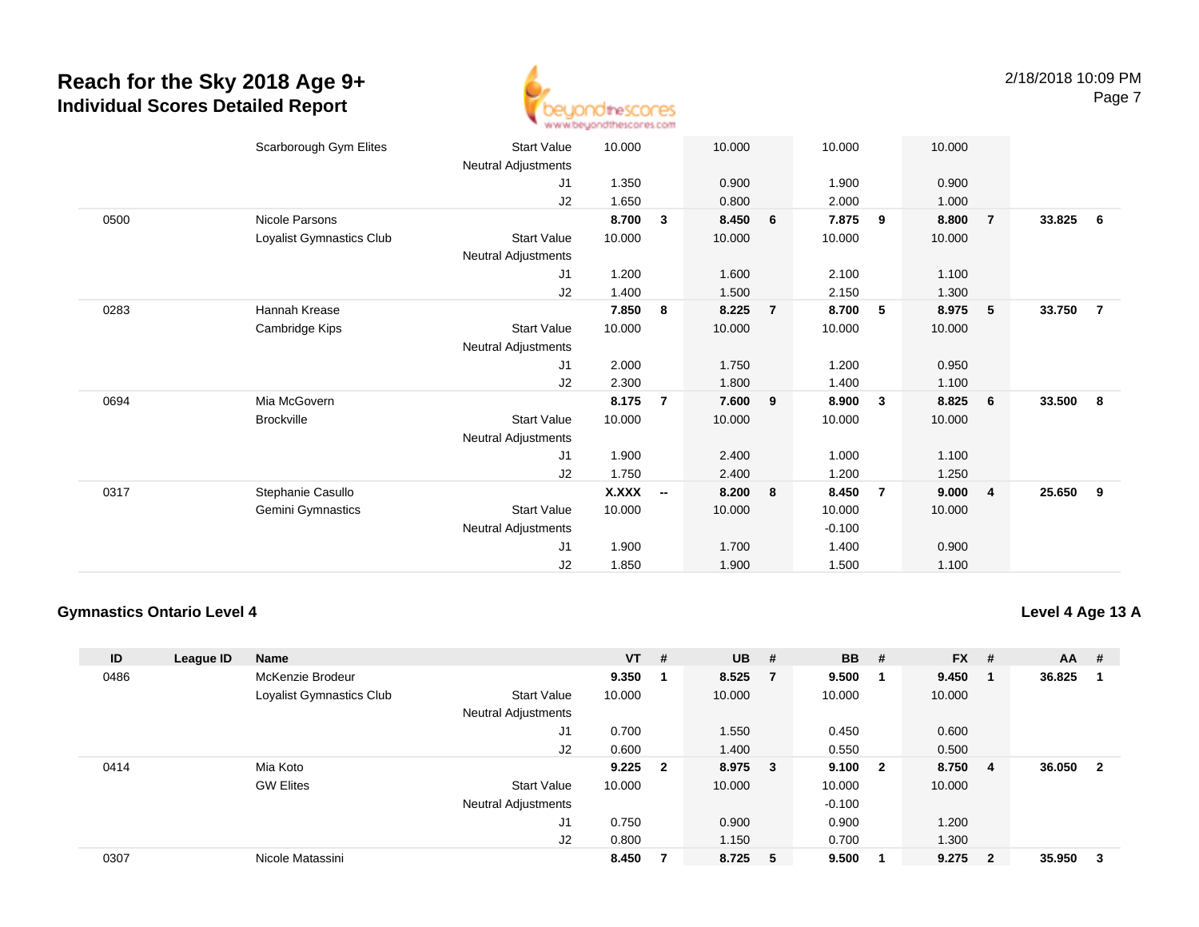# Reach for the Sky 2018 Age 9+
## Individual Scores Detailed Report

2/18/2018 10:09 PM

| ID | League ID | Name | | VT | # | UB | # | BB | # | FX | # | AA | # |
|---|---|---|---|---|---|---|---|---|---|---|---|---|---|
| | | Scarborough Gym Elites | Start Value | 10.000 | | 10.000 | | 10.000 | | 10.000 | | | |
| | | | Neutral Adjustments | | | | | | | | | | |
| | | | J1 | 1.350 | | 0.900 | | 1.900 | | 0.900 | | | |
| | | | J2 | 1.650 | | 0.800 | | 2.000 | | 1.000 | | | |
| 0500 | | Nicole Parsons | | **8.700** | **3** | **8.450** | **6** | **7.875** | **9** | **8.800** | **7** | **33.825** | **6** |
| | | Loyalist Gymnastics Club | Start Value | 10.000 | | 10.000 | | 10.000 | | 10.000 | | | |
| | | | Neutral Adjustments | | | | | | | | | | |
| | | | J1 | 1.200 | | 1.600 | | 2.100 | | 1.100 | | | |
| | | | J2 | 1.400 | | 1.500 | | 2.150 | | 1.300 | | | |
| 0283 | | Hannah Krease | | **7.850** | **8** | **8.225** | **7** | **8.700** | **5** | **8.975** | **5** | **33.750** | **7** |
| | | Cambridge Kips | Start Value | 10.000 | | 10.000 | | 10.000 | | 10.000 | | | |
| | | | Neutral Adjustments | | | | | | | | | | |
| | | | J1 | 2.000 | | 1.750 | | 1.200 | | 0.950 | | | |
| | | | J2 | 2.300 | | 1.800 | | 1.400 | | 1.100 | | | |
| 0694 | | Mia McGovern | | **8.175** | **7** | **7.600** | **9** | **8.900** | **3** | **8.825** | **6** | **33.500** | **8** |
| | | Brockville | Start Value | 10.000 | | 10.000 | | 10.000 | | 10.000 | | | |
| | | | Neutral Adjustments | | | | | | | | | | |
| | | | J1 | 1.900 | | 2.400 | | 1.000 | | 1.100 | | | |
| | | | J2 | 1.750 | | 2.400 | | 1.200 | | 1.250 | | | |
| 0317 | | Stephanie Casullo | | **X.XXX** | **--** | **8.200** | **8** | **8.450** | **7** | **9.000** | **4** | **25.650** | **9** |
| | | Gemini Gymnastics | Start Value | 10.000 | | 10.000 | | 10.000 | | 10.000 | | | |
| | | | Neutral Adjustments | | | | | -0.100 | | | | | |
| | | | J1 | 1.900 | | 1.700 | | 1.400 | | 0.900 | | | |
| | | | J2 | 1.850 | | 1.900 | | 1.500 | | 1.100 | | | |

### Gymnastics Ontario Level 4

**Level 4 Age 13 A**

| ID | League ID | Name | | VT | # | UB | # | BB | # | FX | # | AA | # |
|---|---|---|---|---|---|---|---|---|---|---|---|---|---|
| 0486 | | McKenzie Brodeur | | **9.350** | **1** | **8.525** | **7** | **9.500** | **1** | **9.450** | **1** | **36.825** | **1** |
| | | Loyalist Gymnastics Club | Start Value | 10.000 | | 10.000 | | 10.000 | | 10.000 | | | |
| | | | Neutral Adjustments | | | | | | | | | | |
| | | | J1 | 0.700 | | 1.550 | | 0.450 | | 0.600 | | | |
| | | | J2 | 0.600 | | 1.400 | | 0.550 | | 0.500 | | | |
| 0414 | | Mia Koto | | **9.225** | **2** | **8.975** | **3** | **9.100** | **2** | **8.750** | **4** | **36.050** | **2** |
| | | GW Elites | Start Value | 10.000 | | 10.000 | | 10.000 | | 10.000 | | | |
| | | | Neutral Adjustments | | | | | -0.100 | | | | | |
| | | | J1 | 0.750 | | 0.900 | | 0.900 | | 1.200 | | | |
| | | | J2 | 0.800 | | 1.150 | | 0.700 | | 1.300 | | | |
| 0307 | | Nicole Matassini | | **8.450** | **7** | **8.725** | **5** | **9.500** | **1** | **9.275** | **2** | **35.950** | **3** |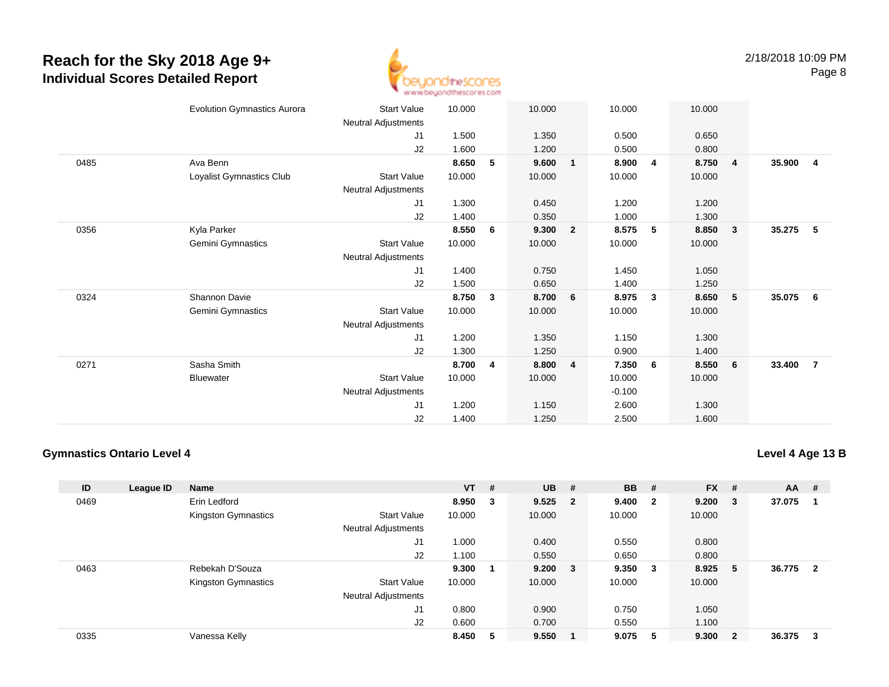# Reach for the Sky 2018 Age 9+
## Individual Scores Detailed Report

| ID | League ID | Name | | VT | # | UB | # | BB | # | FX | # | AA | # |
|---|---|---|---|---|---|---|---|---|---|---|---|---|---|
| | | Evolution Gymnastics Aurora | Start Value | 10.000 | | 10.000 | | 10.000 | | 10.000 | | | |
| | | | Neutral Adjustments | | | | | | | | | | |
| | | | J1 | 1.500 | | 1.350 | | 0.500 | | 0.650 | | | |
| | | | J2 | 1.600 | | 1.200 | | 0.500 | | 0.800 | | | |
| 0485 | | Ava Benn | | **8.650** | **5** | **9.600** | **1** | **8.900** | **4** | **8.750** | **4** | **35.900** | **4** |
| | | Loyalist Gymnastics Club | Start Value | 10.000 | | 10.000 | | 10.000 | | 10.000 | | | |
| | | | Neutral Adjustments | | | | | | | | | | |
| | | | J1 | 1.300 | | 0.450 | | 1.200 | | 1.200 | | | |
| | | | J2 | 1.400 | | 0.350 | | 1.000 | | 1.300 | | | |
| 0356 | | Kyla Parker | | **8.550** | **6** | **9.300** | **2** | **8.575** | **5** | **8.850** | **3** | **35.275** | **5** |
| | | Gemini Gymnastics | Start Value | 10.000 | | 10.000 | | 10.000 | | 10.000 | | | |
| | | | Neutral Adjustments | | | | | | | | | | |
| | | | J1 | 1.400 | | 0.750 | | 1.450 | | 1.050 | | | |
| | | | J2 | 1.500 | | 0.650 | | 1.400 | | 1.250 | | | |
| 0324 | | Shannon Davie | | **8.750** | **3** | **8.700** | **6** | **8.975** | **3** | **8.650** | **5** | **35.075** | **6** |
| | | Gemini Gymnastics | Start Value | 10.000 | | 10.000 | | 10.000 | | 10.000 | | | |
| | | | Neutral Adjustments | | | | | | | | | | |
| | | | J1 | 1.200 | | 1.350 | | 1.150 | | 1.300 | | | |
| | | | J2 | 1.300 | | 1.250 | | 0.900 | | 1.400 | | | |
| 0271 | | Sasha Smith | | **8.700** | **4** | **8.800** | **4** | **7.350** | **6** | **8.550** | **6** | **33.400** | **7** |
| | | Bluewater | Start Value | 10.000 | | 10.000 | | 10.000 | | 10.000 | | | |
| | | | Neutral Adjustments | | | | | -0.100 | | | | | |
| | | | J1 | 1.200 | | 1.150 | | 2.600 | | 1.300 | | | |
| | | | J2 | 1.400 | | 1.250 | | 2.500 | | 1.600 | | | |

### Gymnastics Ontario Level 4

### Level 4 Age 13 B

| ID | League ID | Name | | VT | # | UB | # | BB | # | FX | # | AA | # |
|---|---|---|---|---|---|---|---|---|---|---|---|---|---|
| 0469 | | Erin Ledford | | **8.950** | **3** | **9.525** | **2** | **9.400** | **2** | **9.200** | **3** | **37.075** | **1** |
| | | Kingston Gymnastics | Start Value | 10.000 | | 10.000 | | 10.000 | | 10.000 | | | |
| | | | Neutral Adjustments | | | | | | | | | | |
| | | | J1 | 1.000 | | 0.400 | | 0.550 | | 0.800 | | | |
| | | | J2 | 1.100 | | 0.550 | | 0.650 | | 0.800 | | | |
| 0463 | | Rebekah D'Souza | | **9.300** | **1** | **9.200** | **3** | **9.350** | **3** | **8.925** | **5** | **36.775** | **2** |
| | | Kingston Gymnastics | Start Value | 10.000 | | 10.000 | | 10.000 | | 10.000 | | | |
| | | | Neutral Adjustments | | | | | | | | | | |
| | | | J1 | 0.800 | | 0.900 | | 0.750 | | 1.050 | | | |
| | | | J2 | 0.600 | | 0.700 | | 0.550 | | 1.100 | | | |
| 0335 | | Vanessa Kelly | | **8.450** | **5** | **9.550** | **1** | **9.075** | **5** | **9.300** | **2** | **36.375** | **3** |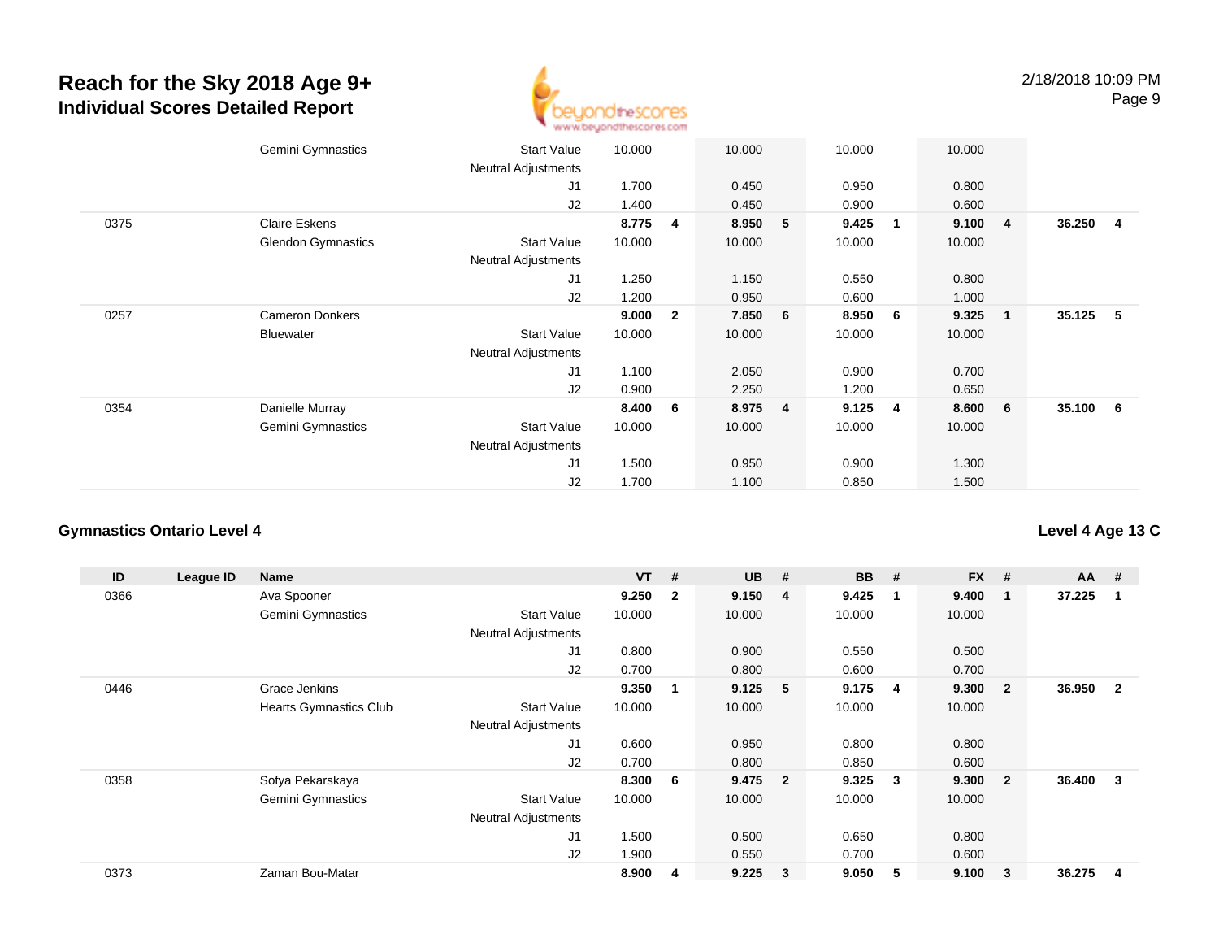# Reach for the Sky 2018 Age 9+
## Individual Scores Detailed Report

2/18/2018 10:09 PM

| ID | League ID | Name | | VT | # | UB | # | BB | # | FX | # | AA | # |
|---|---|---|---|---|---|---|---|---|---|---|---|---|---|
| | | Gemini Gymnastics | Start Value | 10.000 | | 10.000 | | 10.000 | | 10.000 | | | |
| | | | Neutral Adjustments | | | | | | | | | | |
| | | | J1 | 1.700 | | 0.450 | | 0.950 | | 0.800 | | | |
| | | | J2 | 1.400 | | 0.450 | | 0.900 | | 0.600 | | | |
| 0375 | | Claire Eskens | | **8.775** | **4** | **8.950** | **5** | **9.425** | **1** | **9.100** | **4** | **36.250** | **4** |
| | | Glendon Gymnastics | Start Value | 10.000 | | 10.000 | | 10.000 | | 10.000 | | | |
| | | | Neutral Adjustments | | | | | | | | | | |
| | | | J1 | 1.250 | | 1.150 | | 0.550 | | 0.800 | | | |
| | | | J2 | 1.200 | | 0.950 | | 0.600 | | 1.000 | | | |
| 0257 | | Cameron Donkers | | **9.000** | **2** | **7.850** | **6** | **8.950** | **6** | **9.325** | **1** | **35.125** | **5** |
| | | Bluewater | Start Value | 10.000 | | 10.000 | | 10.000 | | 10.000 | | | |
| | | | Neutral Adjustments | | | | | | | | | | |
| | | | J1 | 1.100 | | 2.050 | | 0.900 | | 0.700 | | | |
| | | | J2 | 0.900 | | 2.250 | | 1.200 | | 0.650 | | | |
| 0354 | | Danielle Murray | | **8.400** | **6** | **8.975** | **4** | **9.125** | **4** | **8.600** | **6** | **35.100** | **6** |
| | | Gemini Gymnastics | Start Value | 10.000 | | 10.000 | | 10.000 | | 10.000 | | | |
| | | | Neutral Adjustments | | | | | | | | | | |
| | | | J1 | 1.500 | | 0.950 | | 0.900 | | 1.300 | | | |
| | | | J2 | 1.700 | | 1.100 | | 0.850 | | 1.500 | | | |

### Gymnastics Ontario Level 4

**Level 4 Age 13 C**

| ID | League ID | Name | | VT | # | UB | # | BB | # | FX | # | AA | # |
|---|---|---|---|---|---|---|---|---|---|---|---|---|---|
| 0366 | | Ava Spooner | | **9.250** | **2** | **9.150** | **4** | **9.425** | **1** | **9.400** | **1** | **37.225** | **1** |
| | | Gemini Gymnastics | Start Value | 10.000 | | 10.000 | | 10.000 | | 10.000 | | | |
| | | | Neutral Adjustments | | | | | | | | | | |
| | | | J1 | 0.800 | | 0.900 | | 0.550 | | 0.500 | | | |
| | | | J2 | 0.700 | | 0.800 | | 0.600 | | 0.700 | | | |
| 0446 | | Grace Jenkins | | **9.350** | **1** | **9.125** | **5** | **9.175** | **4** | **9.300** | **2** | **36.950** | **2** |
| | | Hearts Gymnastics Club | Start Value | 10.000 | | 10.000 | | 10.000 | | 10.000 | | | |
| | | | Neutral Adjustments | | | | | | | | | | |
| | | | J1 | 0.600 | | 0.950 | | 0.800 | | 0.800 | | | |
| | | | J2 | 0.700 | | 0.800 | | 0.850 | | 0.600 | | | |
| 0358 | | Sofya Pekarskaya | | **8.300** | **6** | **9.475** | **2** | **9.325** | **3** | **9.300** | **2** | **36.400** | **3** |
| | | Gemini Gymnastics | Start Value | 10.000 | | 10.000 | | 10.000 | | 10.000 | | | |
| | | | Neutral Adjustments | | | | | | | | | | |
| | | | J1 | 1.500 | | 0.500 | | 0.650 | | 0.800 | | | |
| | | | J2 | 1.900 | | 0.550 | | 0.700 | | 0.600 | | | |
| 0373 | | Zaman Bou-Matar | | **8.900** | **4** | **9.225** | **3** | **9.050** | **5** | **9.100** | **3** | **36.275** | **4** |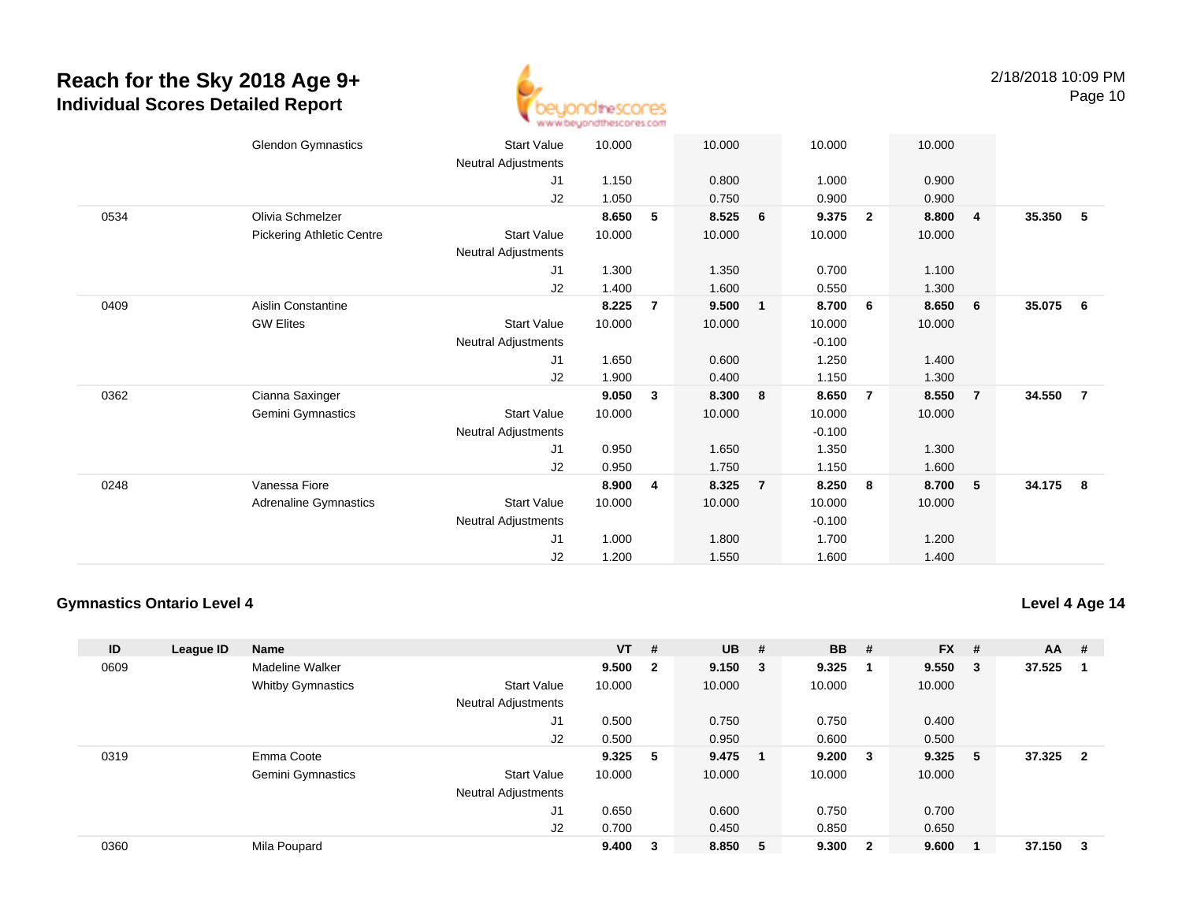# Reach for the Sky 2018 Age 9+
## Individual Scores Detailed Report

2/18/2018 10:09 PM

| ID | League ID | Name | | VT | # | UB | # | BB | # | FX | # | AA | # |
|---|---|---|---|---|---|---|---|---|---|---|---|---|---|
| | | Glendon Gymnastics | Start Value | 10.000 | | 10.000 | | 10.000 | | 10.000 | | | |
| | | | Neutral Adjustments | | | | | | | | | | |
| | | | J1 | 1.150 | | 0.800 | | 1.000 | | 0.900 | | | |
| | | | J2 | 1.050 | | 0.750 | | 0.900 | | 0.900 | | | |
| 0534 | | Olivia Schmelzer | | **8.650** | **5** | **8.525** | **6** | **9.375** | **2** | **8.800** | **4** | **35.350** | **5** |
| | | Pickering Athletic Centre | Start Value | 10.000 | | 10.000 | | 10.000 | | 10.000 | | | |
| | | | Neutral Adjustments | | | | | | | | | | |
| | | | J1 | 1.300 | | 1.350 | | 0.700 | | 1.100 | | | |
| | | | J2 | 1.400 | | 1.600 | | 0.550 | | 1.300 | | | |
| 0409 | | Aislin Constantine | | **8.225** | **7** | **9.500** | **1** | **8.700** | **6** | **8.650** | **6** | **35.075** | **6** |
| | | GW Elites | Start Value | 10.000 | | 10.000 | | 10.000 | | 10.000 | | | |
| | | | Neutral Adjustments | | | | | -0.100 | | | | | |
| | | | J1 | 1.650 | | 0.600 | | 1.250 | | 1.400 | | | |
| | | | J2 | 1.900 | | 0.400 | | 1.150 | | 1.300 | | | |
| 0362 | | Cianna Saxinger | | **9.050** | **3** | **8.300** | **8** | **8.650** | **7** | **8.550** | **7** | **34.550** | **7** |
| | | Gemini Gymnastics | Start Value | 10.000 | | 10.000 | | 10.000 | | 10.000 | | | |
| | | | Neutral Adjustments | | | | | -0.100 | | | | | |
| | | | J1 | 0.950 | | 1.650 | | 1.350 | | 1.300 | | | |
| | | | J2 | 0.950 | | 1.750 | | 1.150 | | 1.600 | | | |
| 0248 | | Vanessa Fiore | | **8.900** | **4** | **8.325** | **7** | **8.250** | **8** | **8.700** | **5** | **34.175** | **8** |
| | | Adrenaline Gymnastics | Start Value | 10.000 | | 10.000 | | 10.000 | | 10.000 | | | |
| | | | Neutral Adjustments | | | | | -0.100 | | | | | |
| | | | J1 | 1.000 | | 1.800 | | 1.700 | | 1.200 | | | |
| | | | J2 | 1.200 | | 1.550 | | 1.600 | | 1.400 | | | |

### Gymnastics Ontario Level 4

**Level 4 Age 14**

| ID | League ID | Name | | VT | # | UB | # | BB | # | FX | # | AA | # |
|---|---|---|---|---|---|---|---|---|---|---|---|---|---|
| 0609 | | Madeline Walker | | **9.500** | **2** | **9.150** | **3** | **9.325** | **1** | **9.550** | **3** | **37.525** | **1** |
| | | Whitby Gymnastics | Start Value | 10.000 | | 10.000 | | 10.000 | | 10.000 | | | |
| | | | Neutral Adjustments | | | | | | | | | | |
| | | | J1 | 0.500 | | 0.750 | | 0.750 | | 0.400 | | | |
| | | | J2 | 0.500 | | 0.950 | | 0.600 | | 0.500 | | | |
| 0319 | | Emma Coote | | **9.325** | **5** | **9.475** | **1** | **9.200** | **3** | **9.325** | **5** | **37.325** | **2** |
| | | Gemini Gymnastics | Start Value | 10.000 | | 10.000 | | 10.000 | | 10.000 | | | |
| | | | Neutral Adjustments | | | | | | | | | | |
| | | | J1 | 0.650 | | 0.600 | | 0.750 | | 0.700 | | | |
| | | | J2 | 0.700 | | 0.450 | | 0.850 | | 0.650 | | | |
| 0360 | | Mila Poupard | | **9.400** | **3** | **8.850** | **5** | **9.300** | **2** | **9.600** | **1** | **37.150** | **3** |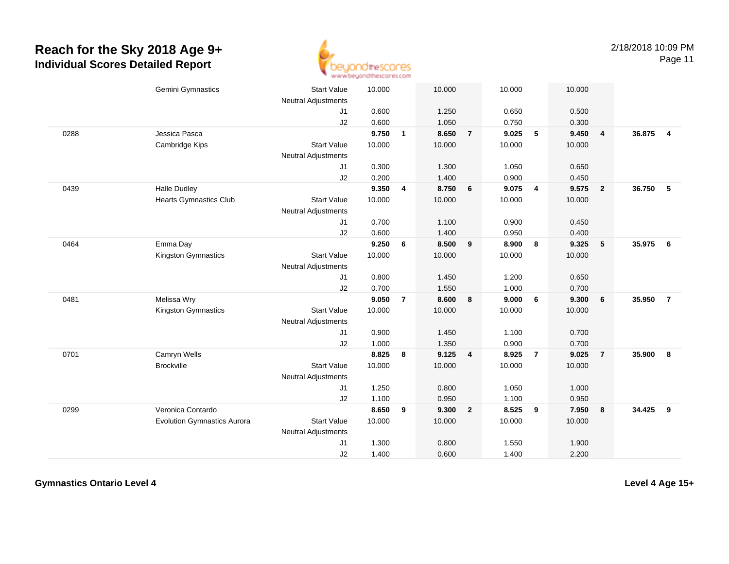# Reach for the Sky 2018 Age 9+

## Individual Scores Detailed Report

2/18/2018 10:09 PM

| | | | | | | | | | | | | |
|---|---|---|---|---|---|---|---|---|---|---|---|---|
| | Gemini Gymnastics | Start Value | 10.000 | | 10.000 | | 10.000 | | 10.000 | | | |
| | | Neutral Adjustments | | | | | | | | | | |
| | | J1 | 0.600 | | 1.250 | | 0.650 | | 0.500 | | | |
| | | J2 | 0.600 | | 1.050 | | 0.750 | | 0.300 | | | |
| 0288 | Jessica Pasca | | **9.750** | **1** | **8.650** | **7** | **9.025** | **5** | **9.450** | **4** | **36.875** | **4** |
| | Cambridge Kips | Start Value | 10.000 | | 10.000 | | 10.000 | | 10.000 | | | |
| | | Neutral Adjustments | | | | | | | | | | |
| | | J1 | 0.300 | | 1.300 | | 1.050 | | 0.650 | | | |
| | | J2 | 0.200 | | 1.400 | | 0.900 | | 0.450 | | | |
| 0439 | Halle Dudley | | **9.350** | **4** | **8.750** | **6** | **9.075** | **4** | **9.575** | **2** | **36.750** | **5** |
| | Hearts Gymnastics Club | Start Value | 10.000 | | 10.000 | | 10.000 | | 10.000 | | | |
| | | Neutral Adjustments | | | | | | | | | | |
| | | J1 | 0.700 | | 1.100 | | 0.900 | | 0.450 | | | |
| | | J2 | 0.600 | | 1.400 | | 0.950 | | 0.400 | | | |
| 0464 | Emma Day | | **9.250** | **6** | **8.500** | **9** | **8.900** | **8** | **9.325** | **5** | **35.975** | **6** |
| | Kingston Gymnastics | Start Value | 10.000 | | 10.000 | | 10.000 | | 10.000 | | | |
| | | Neutral Adjustments | | | | | | | | | | |
| | | J1 | 0.800 | | 1.450 | | 1.200 | | 0.650 | | | |
| | | J2 | 0.700 | | 1.550 | | 1.000 | | 0.700 | | | |
| 0481 | Melissa Wry | | **9.050** | **7** | **8.600** | **8** | **9.000** | **6** | **9.300** | **6** | **35.950** | **7** |
| | Kingston Gymnastics | Start Value | 10.000 | | 10.000 | | 10.000 | | 10.000 | | | |
| | | Neutral Adjustments | | | | | | | | | | |
| | | J1 | 0.900 | | 1.450 | | 1.100 | | 0.700 | | | |
| | | J2 | 1.000 | | 1.350 | | 0.900 | | 0.700 | | | |
| 0701 | Camryn Wells | | **8.825** | **8** | **9.125** | **4** | **8.925** | **7** | **9.025** | **7** | **35.900** | **8** |
| | Brockville | Start Value | 10.000 | | 10.000 | | 10.000 | | 10.000 | | | |
| | | Neutral Adjustments | | | | | | | | | | |
| | | J1 | 1.250 | | 0.800 | | 1.050 | | 1.000 | | | |
| | | J2 | 1.100 | | 0.950 | | 1.100 | | 0.950 | | | |
| 0299 | Veronica Contardo | | **8.650** | **9** | **9.300** | **2** | **8.525** | **9** | **7.950** | **8** | **34.425** | **9** |
| | Evolution Gymnastics Aurora | Start Value | 10.000 | | 10.000 | | 10.000 | | 10.000 | | | |
| | | Neutral Adjustments | | | | | | | | | | |
| | | J1 | 1.300 | | 0.800 | | 1.550 | | 1.900 | | | |
| | | J2 | 1.400 | | 0.600 | | 1.400 | | 2.200 | | | |

**Gymnastics Ontario Level 4** **Level 4 Age 15+**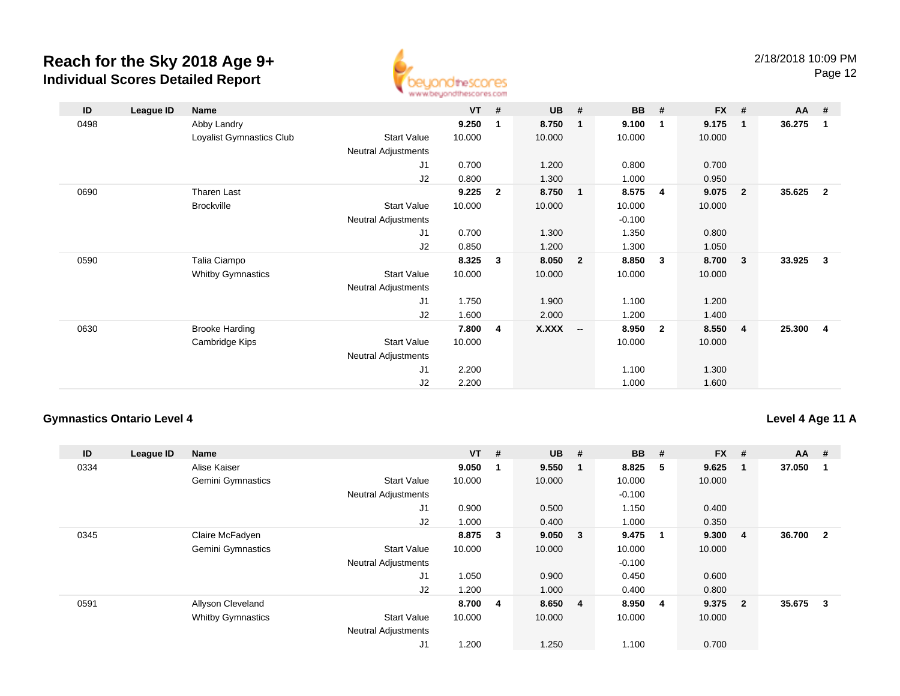# Reach for the Sky 2018 Age 9+
## Individual Scores Detailed Report

2/18/2018 10:09 PM

| ID | League ID | Name | | VT | # | UB | # | BB | # | FX | # | AA | # |
|---|---|---|---|---|---|---|---|---|---|---|---|---|---|
| 0498 | | Abby Landry | | **9.250** | **1** | **8.750** | **1** | **9.100** | **1** | **9.175** | **1** | **36.275** | **1** |
| | | Loyalist Gymnastics Club | Start Value | 10.000 | | 10.000 | | 10.000 | | 10.000 | | | |
| | | | Neutral Adjustments | | | | | | | | | | |
| | | | J1 | 0.700 | | 1.200 | | 0.800 | | 0.700 | | | |
| | | | J2 | 0.800 | | 1.300 | | 1.000 | | 0.950 | | | |
| 0690 | | Tharen Last | | **9.225** | **2** | **8.750** | **1** | **8.575** | **4** | **9.075** | **2** | **35.625** | **2** |
| | | Brockville | Start Value | 10.000 | | 10.000 | | 10.000 | | 10.000 | | | |
| | | | Neutral Adjustments | | | | | -0.100 | | | | | |
| | | | J1 | 0.700 | | 1.300 | | 1.350 | | 0.800 | | | |
| | | | J2 | 0.850 | | 1.200 | | 1.300 | | 1.050 | | | |
| 0590 | | Talia Ciampo | | **8.325** | **3** | **8.050** | **2** | **8.850** | **3** | **8.700** | **3** | **33.925** | **3** |
| | | Whitby Gymnastics | Start Value | 10.000 | | 10.000 | | 10.000 | | 10.000 | | | |
| | | | Neutral Adjustments | | | | | | | | | | |
| | | | J1 | 1.750 | | 1.900 | | 1.100 | | 1.200 | | | |
| | | | J2 | 1.600 | | 2.000 | | 1.200 | | 1.400 | | | |
| 0630 | | Brooke Harding | | **7.800** | **4** | **X.XXX** | **--** | **8.950** | **2** | **8.550** | **4** | **25.300** | **4** |
| | | Cambridge Kips | Start Value | 10.000 | | | | 10.000 | | 10.000 | | | |
| | | | Neutral Adjustments | | | | | | | | | | |
| | | | J1 | 2.200 | | | | 1.100 | | 1.300 | | | |
| | | | J2 | 2.200 | | | | 1.000 | | 1.600 | | | |

### Gymnastics Ontario Level 4

### Level 4 Age 11 A

| ID | League ID | Name | | VT | # | UB | # | BB | # | FX | # | AA | # |
|---|---|---|---|---|---|---|---|---|---|---|---|---|---|
| 0334 | | Alise Kaiser | | **9.050** | **1** | **9.550** | **1** | **8.825** | **5** | **9.625** | **1** | **37.050** | **1** |
| | | Gemini Gymnastics | Start Value | 10.000 | | 10.000 | | 10.000 | | 10.000 | | | |
| | | | Neutral Adjustments | | | | | -0.100 | | | | | |
| | | | J1 | 0.900 | | 0.500 | | 1.150 | | 0.400 | | | |
| | | | J2 | 1.000 | | 0.400 | | 1.000 | | 0.350 | | | |
| 0345 | | Claire McFadyen | | **8.875** | **3** | **9.050** | **3** | **9.475** | **1** | **9.300** | **4** | **36.700** | **2** |
| | | Gemini Gymnastics | Start Value | 10.000 | | 10.000 | | 10.000 | | 10.000 | | | |
| | | | Neutral Adjustments | | | | | -0.100 | | | | | |
| | | | J1 | 1.050 | | 0.900 | | 0.450 | | 0.600 | | | |
| | | | J2 | 1.200 | | 1.000 | | 0.400 | | 0.800 | | | |
| 0591 | | Allyson Cleveland | | **8.700** | **4** | **8.650** | **4** | **8.950** | **4** | **9.375** | **2** | **35.675** | **3** |
| | | Whitby Gymnastics | Start Value | 10.000 | | 10.000 | | 10.000 | | 10.000 | | | |
| | | | Neutral Adjustments | | | | | | | | | | |
| | | | J1 | 1.200 | | 1.250 | | 1.100 | | 0.700 | | | |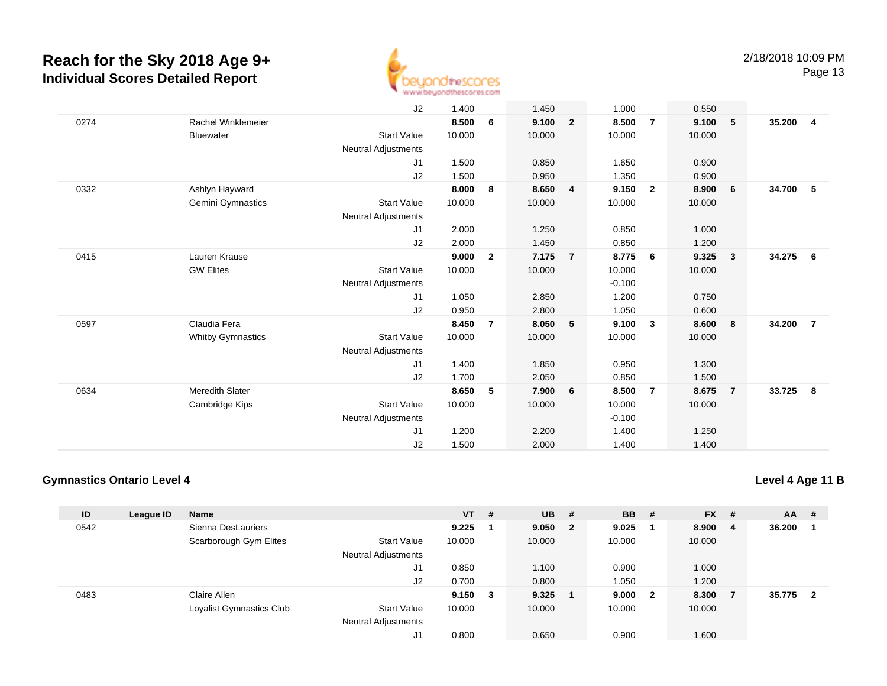# Reach for the Sky 2018 Age 9+

## Individual Scores Detailed Report

| ID | League ID | Name | | VT | # | UB | # | BB | # | FX | # | AA | # |
|---|---|---|---|---|---|---|---|---|---|---|---|---|---|
| | | | J2 | 1.400 | | 1.450 | | 1.000 | | 0.550 | | | |
| 0274 | | Rachel Winklemeier | | **8.500** | **6** | **9.100** | **2** | **8.500** | **7** | **9.100** | **5** | **35.200** | **4** |
| | | Bluewater | Start Value | 10.000 | | 10.000 | | 10.000 | | 10.000 | | | |
| | | | Neutral Adjustments | | | | | | | | | | |
| | | | J1 | 1.500 | | 0.850 | | 1.650 | | 0.900 | | | |
| | | | J2 | 1.500 | | 0.950 | | 1.350 | | 0.900 | | | |
| 0332 | | Ashlyn Hayward | | **8.000** | **8** | **8.650** | **4** | **9.150** | **2** | **8.900** | **6** | **34.700** | **5** |
| | | Gemini Gymnastics | Start Value | 10.000 | | 10.000 | | 10.000 | | 10.000 | | | |
| | | | Neutral Adjustments | | | | | | | | | | |
| | | | J1 | 2.000 | | 1.250 | | 0.850 | | 1.000 | | | |
| | | | J2 | 2.000 | | 1.450 | | 0.850 | | 1.200 | | | |
| 0415 | | Lauren Krause | | **9.000** | **2** | **7.175** | **7** | **8.775** | **6** | **9.325** | **3** | **34.275** | **6** |
| | | GW Elites | Start Value | 10.000 | | 10.000 | | 10.000 | | 10.000 | | | |
| | | | Neutral Adjustments | | | | | -0.100 | | | | | |
| | | | J1 | 1.050 | | 2.850 | | 1.200 | | 0.750 | | | |
| | | | J2 | 0.950 | | 2.800 | | 1.050 | | 0.600 | | | |
| 0597 | | Claudia Fera | | **8.450** | **7** | **8.050** | **5** | **9.100** | **3** | **8.600** | **8** | **34.200** | **7** |
| | | Whitby Gymnastics | Start Value | 10.000 | | 10.000 | | 10.000 | | 10.000 | | | |
| | | | Neutral Adjustments | | | | | | | | | | |
| | | | J1 | 1.400 | | 1.850 | | 0.950 | | 1.300 | | | |
| | | | J2 | 1.700 | | 2.050 | | 0.850 | | 1.500 | | | |
| 0634 | | Meredith Slater | | **8.650** | **5** | **7.900** | **6** | **8.500** | **7** | **8.675** | **7** | **33.725** | **8** |
| | | Cambridge Kips | Start Value | 10.000 | | 10.000 | | 10.000 | | 10.000 | | | |
| | | | Neutral Adjustments | | | | | -0.100 | | | | | |
| | | | J1 | 1.200 | | 2.200 | | 1.400 | | 1.250 | | | |
| | | | J2 | 1.500 | | 2.000 | | 1.400 | | 1.400 | | | |

### Gymnastics Ontario Level 4

### Level 4 Age 11 B

| ID | League ID | Name | | VT | # | UB | # | BB | # | FX | # | AA | # |
|---|---|---|---|---|---|---|---|---|---|---|---|---|---|
| 0542 | | Sienna DesLauriers | | **9.225** | **1** | **9.050** | **2** | **9.025** | **1** | **8.900** | **4** | **36.200** | **1** |
| | | Scarborough Gym Elites | Start Value | 10.000 | | 10.000 | | 10.000 | | 10.000 | | | |
| | | | Neutral Adjustments | | | | | | | | | | |
| | | | J1 | 0.850 | | 1.100 | | 0.900 | | 1.000 | | | |
| | | | J2 | 0.700 | | 0.800 | | 1.050 | | 1.200 | | | |
| 0483 | | Claire Allen | | **9.150** | **3** | **9.325** | **1** | **9.000** | **2** | **8.300** | **7** | **35.775** | **2** |
| | | Loyalist Gymnastics Club | Start Value | 10.000 | | 10.000 | | 10.000 | | 10.000 | | | |
| | | | Neutral Adjustments | | | | | | | | | | |
| | | | J1 | 0.800 | | 0.650 | | 0.900 | | 1.600 | | | |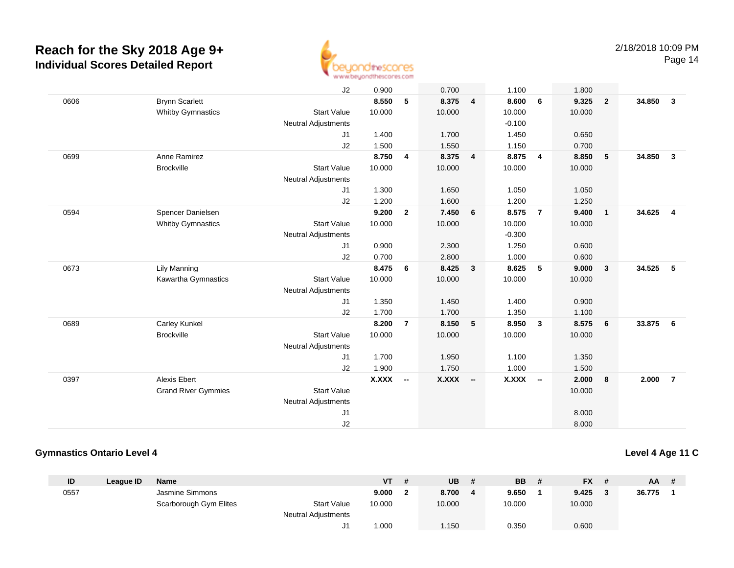# Reach for the Sky 2018 Age 9+
## Individual Scores Detailed Report

2/18/2018 10:09 PM

| ID | League ID | Name | | VT | # | UB | # | BB | # | FX | # | AA | # |
|---|---|---|---|---|---|---|---|---|---|---|---|---|---|
| | | | J2 | 0.900 | | 0.700 | | 1.100 | | 1.800 | | | |
| 0606 | | Brynn Scarlett | | **8.550** | **5** | **8.375** | **4** | **8.600** | **6** | **9.325** | **2** | **34.850** | **3** |
| | | Whitby Gymnastics | Start Value | 10.000 | | 10.000 | | 10.000 | | 10.000 | | | |
| | | | Neutral Adjustments | | | | | -0.100 | | | | | |
| | | | J1 | 1.400 | | 1.700 | | 1.450 | | 0.650 | | | |
| | | | J2 | 1.500 | | 1.550 | | 1.150 | | 0.700 | | | |
| 0699 | | Anne Ramirez | | **8.750** | **4** | **8.375** | **4** | **8.875** | **4** | **8.850** | **5** | **34.850** | **3** |
| | | Brockville | Start Value | 10.000 | | 10.000 | | 10.000 | | 10.000 | | | |
| | | | Neutral Adjustments | | | | | | | | | | |
| | | | J1 | 1.300 | | 1.650 | | 1.050 | | 1.050 | | | |
| | | | J2 | 1.200 | | 1.600 | | 1.200 | | 1.250 | | | |
| 0594 | | Spencer Danielsen | | **9.200** | **2** | **7.450** | **6** | **8.575** | **7** | **9.400** | **1** | **34.625** | **4** |
| | | Whitby Gymnastics | Start Value | 10.000 | | 10.000 | | 10.000 | | 10.000 | | | |
| | | | Neutral Adjustments | | | | | -0.300 | | | | | |
| | | | J1 | 0.900 | | 2.300 | | 1.250 | | 0.600 | | | |
| | | | J2 | 0.700 | | 2.800 | | 1.000 | | 0.600 | | | |
| 0673 | | Lily Manning | | **8.475** | **6** | **8.425** | **3** | **8.625** | **5** | **9.000** | **3** | **34.525** | **5** |
| | | Kawartha Gymnastics | Start Value | 10.000 | | 10.000 | | 10.000 | | 10.000 | | | |
| | | | Neutral Adjustments | | | | | | | | | | |
| | | | J1 | 1.350 | | 1.450 | | 1.400 | | 0.900 | | | |
| | | | J2 | 1.700 | | 1.700 | | 1.350 | | 1.100 | | | |
| 0689 | | Carley Kunkel | | **8.200** | **7** | **8.150** | **5** | **8.950** | **3** | **8.575** | **6** | **33.875** | **6** |
| | | Brockville | Start Value | 10.000 | | 10.000 | | 10.000 | | 10.000 | | | |
| | | | Neutral Adjustments | | | | | | | | | | |
| | | | J1 | 1.700 | | 1.950 | | 1.100 | | 1.350 | | | |
| | | | J2 | 1.900 | | 1.750 | | 1.000 | | 1.500 | | | |
| 0397 | | Alexis Ebert | | **X.XXX** | **--** | **X.XXX** | **--** | **X.XXX** | **--** | **2.000** | **8** | **2.000** | **7** |
| | | Grand River Gymmies | Start Value | | | | | | | 10.000 | | | |
| | | | Neutral Adjustments | | | | | | | | | | |
| | | | J1 | | | | | | | 8.000 | | | |
| | | | J2 | | | | | | | 8.000 | | | |

### Gymnastics Ontario Level 4

### Level 4 Age 11 C

| ID | League ID | Name | | VT | # | UB | # | BB | # | FX | # | AA | # |
|---|---|---|---|---|---|---|---|---|---|---|---|---|---|
| 0557 | | Jasmine Simmons | | **9.000** | **2** | **8.700** | **4** | **9.650** | **1** | **9.425** | **3** | **36.775** | **1** |
| | | Scarborough Gym Elites | Start Value | 10.000 | | 10.000 | | 10.000 | | 10.000 | | | |
| | | | Neutral Adjustments | | | | | | | | | | |
| | | | J1 | 1.000 | | 1.150 | | 0.350 | | 0.600 | | | |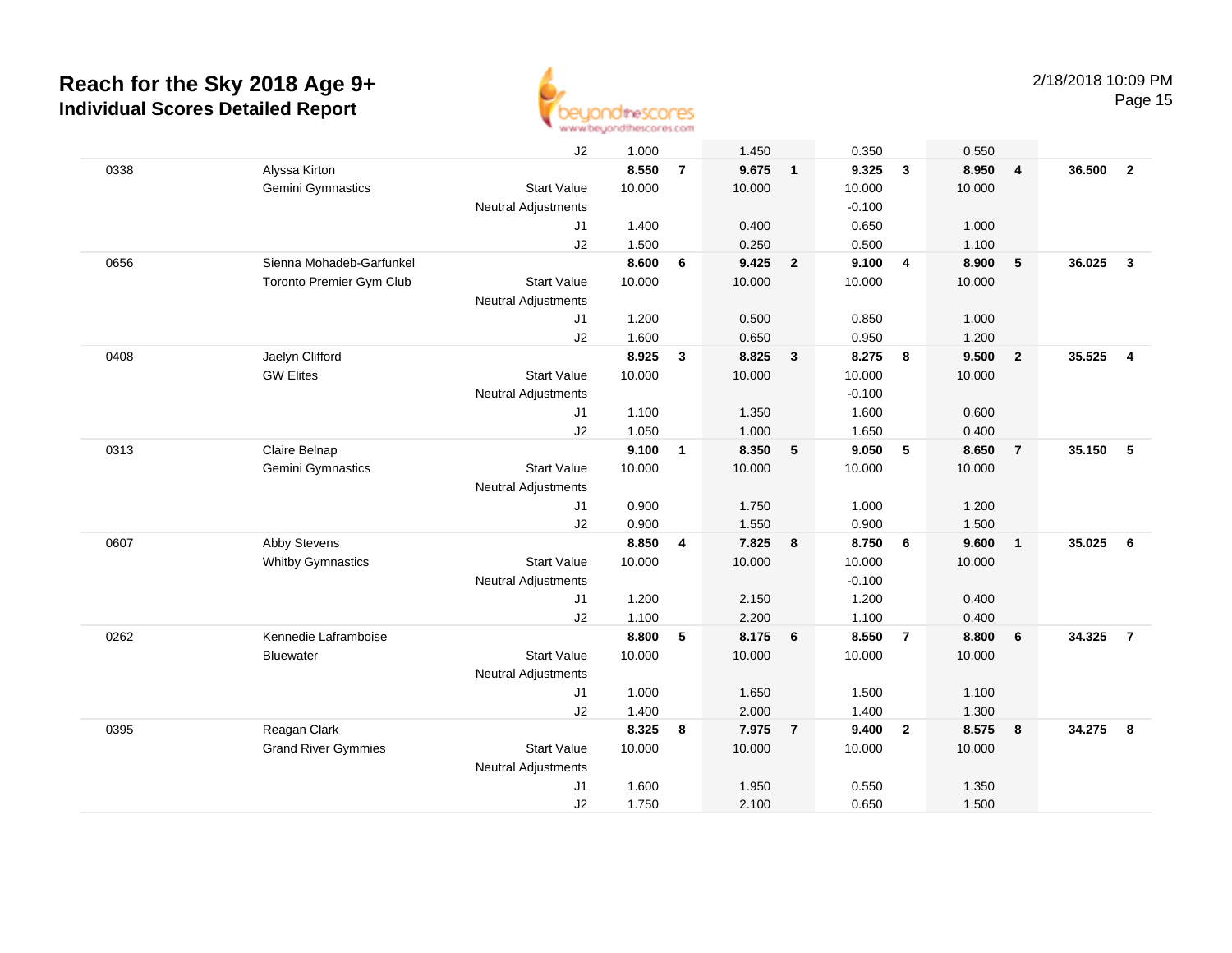# Reach for the Sky 2018 Age 9+
## Individual Scores Detailed Report

2/18/2018 10:09 PM

| | | | | | | | | | | | | |
|---|---|---|---|---|---|---|---|---|---|---|---|---|
| | | J2 | 1.000 | | 1.450 | | 0.350 | | 0.550 | | | |
| 0338 | Alyssa Kirton | | **8.550** | **7** | **9.675** | **1** | **9.325** | **3** | **8.950** | **4** | **36.500** | **2** |
| | Gemini Gymnastics | Start Value | 10.000 | | 10.000 | | 10.000 | | 10.000 | | | |
| | | Neutral Adjustments | | | | | -0.100 | | | | | |
| | | J1 | 1.400 | | 0.400 | | 0.650 | | 1.000 | | | |
| | | J2 | 1.500 | | 0.250 | | 0.500 | | 1.100 | | | |
| 0656 | Sienna Mohadeb-Garfunkel | | **8.600** | **6** | **9.425** | **2** | **9.100** | **4** | **8.900** | **5** | **36.025** | **3** |
| | Toronto Premier Gym Club | Start Value | 10.000 | | 10.000 | | 10.000 | | 10.000 | | | |
| | | Neutral Adjustments | | | | | | | | | | |
| | | J1 | 1.200 | | 0.500 | | 0.850 | | 1.000 | | | |
| | | J2 | 1.600 | | 0.650 | | 0.950 | | 1.200 | | | |
| 0408 | Jaelyn Clifford | | **8.925** | **3** | **8.825** | **3** | **8.275** | **8** | **9.500** | **2** | **35.525** | **4** |
| | GW Elites | Start Value | 10.000 | | 10.000 | | 10.000 | | 10.000 | | | |
| | | Neutral Adjustments | | | | | -0.100 | | | | | |
| | | J1 | 1.100 | | 1.350 | | 1.600 | | 0.600 | | | |
| | | J2 | 1.050 | | 1.000 | | 1.650 | | 0.400 | | | |
| 0313 | Claire Belnap | | **9.100** | **1** | **8.350** | **5** | **9.050** | **5** | **8.650** | **7** | **35.150** | **5** |
| | Gemini Gymnastics | Start Value | 10.000 | | 10.000 | | 10.000 | | 10.000 | | | |
| | | Neutral Adjustments | | | | | | | | | | |
| | | J1 | 0.900 | | 1.750 | | 1.000 | | 1.200 | | | |
| | | J2 | 0.900 | | 1.550 | | 0.900 | | 1.500 | | | |
| 0607 | Abby Stevens | | **8.850** | **4** | **7.825** | **8** | **8.750** | **6** | **9.600** | **1** | **35.025** | **6** |
| | Whitby Gymnastics | Start Value | 10.000 | | 10.000 | | 10.000 | | 10.000 | | | |
| | | Neutral Adjustments | | | | | -0.100 | | | | | |
| | | J1 | 1.200 | | 2.150 | | 1.200 | | 0.400 | | | |
| | | J2 | 1.100 | | 2.200 | | 1.100 | | 0.400 | | | |
| 0262 | Kennedie Laframboise | | **8.800** | **5** | **8.175** | **6** | **8.550** | **7** | **8.800** | **6** | **34.325** | **7** |
| | Bluewater | Start Value | 10.000 | | 10.000 | | 10.000 | | 10.000 | | | |
| | | Neutral Adjustments | | | | | | | | | | |
| | | J1 | 1.000 | | 1.650 | | 1.500 | | 1.100 | | | |
| | | J2 | 1.400 | | 2.000 | | 1.400 | | 1.300 | | | |
| 0395 | Reagan Clark | | **8.325** | **8** | **7.975** | **7** | **9.400** | **2** | **8.575** | **8** | **34.275** | **8** |
| | Grand River Gymmies | Start Value | 10.000 | | 10.000 | | 10.000 | | 10.000 | | | |
| | | Neutral Adjustments | | | | | | | | | | |
| | | J1 | 1.600 | | 1.950 | | 0.550 | | 1.350 | | | |
| | | J2 | 1.750 | | 2.100 | | 0.650 | | 1.500 | | | |